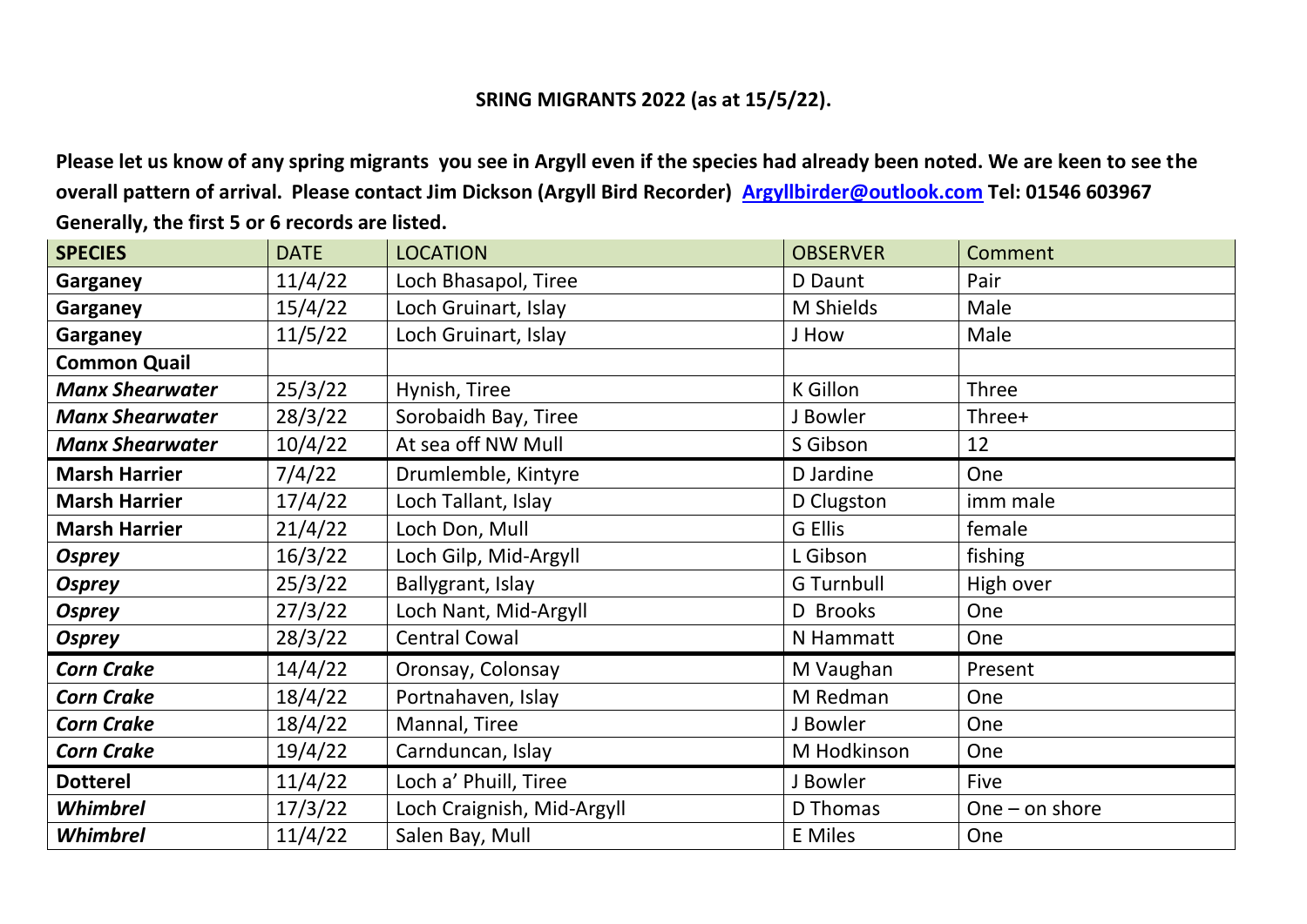**SRING MIGRANTS 2022 (as at 15/5/22).**

**Please let us know of any spring migrants you see in Argyll even if the species had already been noted. We are keen to see the overall pattern of arrival. Please contact Jim Dickson (Argyll Bird Recorder) [Argyllbirder@outlook.com](mailto:Argyllbirder@outlook.com) Tel: 01546 603967**
**Generally, the first 5 or 6 records are listed.**

| SPECIES | DATE | LOCATION | OBSERVER | Comment |
|---|---|---|---|---|
| **Garganey** | 11/4/22 | Loch Bhasapol, Tiree | D Daunt | Pair |
| **Garganey** | 15/4/22 | Loch Gruinart, Islay | M Shields | Male |
| **Garganey** | 11/5/22 | Loch Gruinart, Islay | J How | Male |
| **Common Quail** | | | | |
| ***Manx Shearwater*** | 25/3/22 | Hynish, Tiree | K Gillon | Three |
| ***Manx Shearwater*** | 28/3/22 | Sorobaidh Bay, Tiree | J Bowler | Three+ |
| ***Manx Shearwater*** | 10/4/22 | At sea off NW Mull | S Gibson | 12 |
| **Marsh Harrier** | 7/4/22 | Drumlemble, Kintyre | D Jardine | One |
| **Marsh Harrier** | 17/4/22 | Loch Tallant, Islay | D Clugston | imm male |
| **Marsh Harrier** | 21/4/22 | Loch Don, Mull | G Ellis | female |
| ***Osprey*** | 16/3/22 | Loch Gilp, Mid-Argyll | L Gibson | fishing |
| ***Osprey*** | 25/3/22 | Ballygrant, Islay | G Turnbull | High over |
| ***Osprey*** | 27/3/22 | Loch Nant, Mid-Argyll | D Brooks | One |
| ***Osprey*** | 28/3/22 | Central Cowal | N Hammatt | One |
| ***Corn Crake*** | 14/4/22 | Oronsay, Colonsay | M Vaughan | Present |
| ***Corn Crake*** | 18/4/22 | Portnahaven, Islay | M Redman | One |
| ***Corn Crake*** | 18/4/22 | Mannal, Tiree | J Bowler | One |
| ***Corn Crake*** | 19/4/22 | Carnduncan, Islay | M Hodkinson | One |
| **Dotterel** | 11/4/22 | Loch a' Phuill, Tiree | J Bowler | Five |
| ***Whimbrel*** | 17/3/22 | Loch Craignish, Mid-Argyll | D Thomas | One – on shore |
| ***Whimbrel*** | 11/4/22 | Salen Bay, Mull | E Miles | One |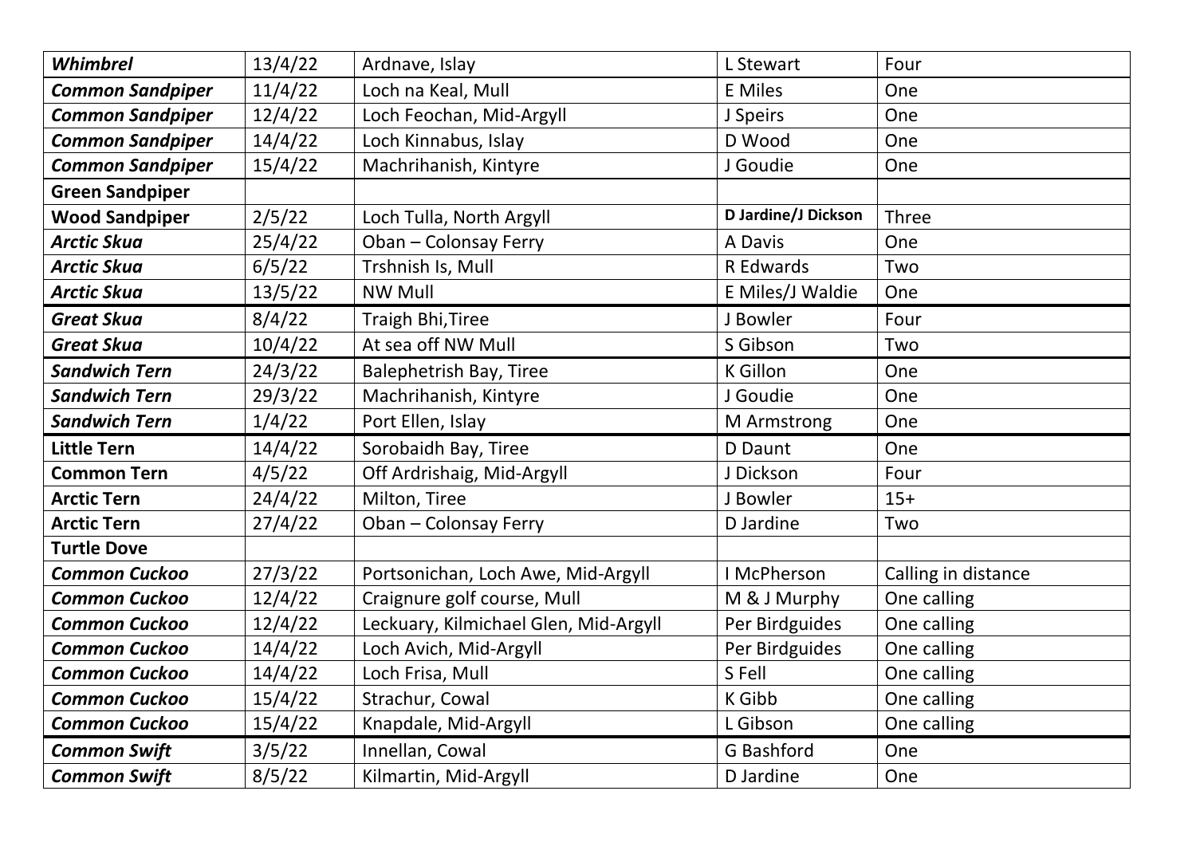| *Whimbrel* | 13/4/22 | Ardnave, Islay | L Stewart | Four |
|---|---|---|---|---|
| ***Common Sandpiper*** | 11/4/22 | Loch na Keal, Mull | E Miles | One |
| ***Common Sandpiper*** | 12/4/22 | Loch Feochan, Mid-Argyll | J Speirs | One |
| ***Common Sandpiper*** | 14/4/22 | Loch Kinnabus, Islay | D Wood | One |
| ***Common Sandpiper*** | 15/4/22 | Machrihanish, Kintyre | J Goudie | One |
| **Green Sandpiper** | | | | |
| **Wood Sandpiper** | 2/5/22 | Loch Tulla, North Argyll | **D Jardine/J Dickson** | Three |
| ***Arctic Skua*** | 25/4/22 | Oban – Colonsay Ferry | A Davis | One |
| ***Arctic Skua*** | 6/5/22 | Trshnish Is, Mull | R Edwards | Two |
| ***Arctic Skua*** | 13/5/22 | NW Mull | E Miles/J Waldie | One |
| ***Great Skua*** | 8/4/22 | Traigh Bhi,Tiree | J Bowler | Four |
| ***Great Skua*** | 10/4/22 | At sea off NW Mull | S Gibson | Two |
| ***Sandwich Tern*** | 24/3/22 | Balephetrish Bay, Tiree | K Gillon | One |
| ***Sandwich Tern*** | 29/3/22 | Machrihanish, Kintyre | J Goudie | One |
| ***Sandwich Tern*** | 1/4/22 | Port Ellen, Islay | M Armstrong | One |
| **Little Tern** | 14/4/22 | Sorobaidh Bay, Tiree | D Daunt | One |
| **Common Tern** | 4/5/22 | Off Ardrishaig, Mid-Argyll | J Dickson | Four |
| **Arctic Tern** | 24/4/22 | Milton, Tiree | J Bowler | 15+ |
| **Arctic Tern** | 27/4/22 | Oban – Colonsay Ferry | D Jardine | Two |
| **Turtle Dove** | | | | |
| ***Common Cuckoo*** | 27/3/22 | Portsonichan, Loch Awe, Mid-Argyll | I McPherson | Calling in distance |
| ***Common Cuckoo*** | 12/4/22 | Craignure golf course, Mull | M & J Murphy | One calling |
| ***Common Cuckoo*** | 12/4/22 | Leckuary, Kilmichael Glen, Mid-Argyll | Per Birdguides | One calling |
| ***Common Cuckoo*** | 14/4/22 | Loch Avich, Mid-Argyll | Per Birdguides | One calling |
| ***Common Cuckoo*** | 14/4/22 | Loch Frisa, Mull | S Fell | One calling |
| ***Common Cuckoo*** | 15/4/22 | Strachur, Cowal | K Gibb | One calling |
| ***Common Cuckoo*** | 15/4/22 | Knapdale, Mid-Argyll | L Gibson | One calling |
| ***Common Swift*** | 3/5/22 | Innellan, Cowal | G Bashford | One |
| ***Common Swift*** | 8/5/22 | Kilmartin, Mid-Argyll | D Jardine | One |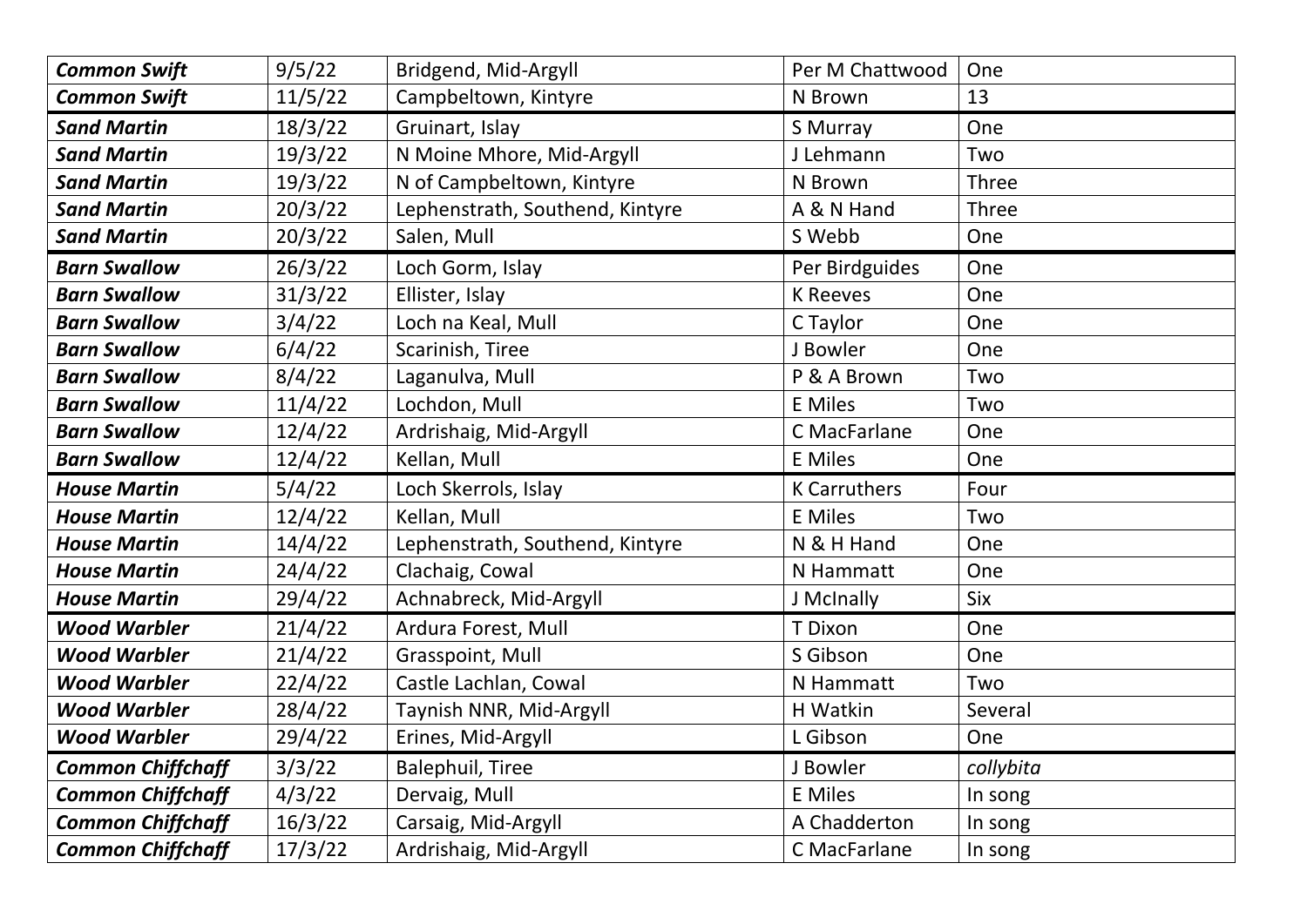| ***Common Swift*** | 9/5/22 | Bridgend, Mid-Argyll | Per M Chattwood | One |
|---|---|---|---|---|
| ***Common Swift*** | 11/5/22 | Campbeltown, Kintyre | N Brown | 13 |
| ***Sand Martin*** | 18/3/22 | Gruinart, Islay | S Murray | One |
| ***Sand Martin*** | 19/3/22 | N Moine Mhore, Mid-Argyll | J Lehmann | Two |
| ***Sand Martin*** | 19/3/22 | N of Campbeltown, Kintyre | N Brown | Three |
| ***Sand Martin*** | 20/3/22 | Lephenstrath, Southend, Kintyre | A & N Hand | Three |
| ***Sand Martin*** | 20/3/22 | Salen, Mull | S Webb | One |
| ***Barn Swallow*** | 26/3/22 | Loch Gorm, Islay | Per Birdguides | One |
| ***Barn Swallow*** | 31/3/22 | Ellister, Islay | K Reeves | One |
| ***Barn Swallow*** | 3/4/22 | Loch na Keal, Mull | C Taylor | One |
| ***Barn Swallow*** | 6/4/22 | Scarinish, Tiree | J Bowler | One |
| ***Barn Swallow*** | 8/4/22 | Laganulva, Mull | P & A Brown | Two |
| ***Barn Swallow*** | 11/4/22 | Lochdon, Mull | E Miles | Two |
| ***Barn Swallow*** | 12/4/22 | Ardrishaig, Mid-Argyll | C MacFarlane | One |
| ***Barn Swallow*** | 12/4/22 | Kellan, Mull | E Miles | One |
| ***House Martin*** | 5/4/22 | Loch Skerrols, Islay | K Carruthers | Four |
| ***House Martin*** | 12/4/22 | Kellan, Mull | E Miles | Two |
| ***House Martin*** | 14/4/22 | Lephenstrath, Southend, Kintyre | N & H Hand | One |
| ***House Martin*** | 24/4/22 | Clachaig, Cowal | N Hammatt | One |
| ***House Martin*** | 29/4/22 | Achnabreck, Mid-Argyll | J McInally | Six |
| ***Wood Warbler*** | 21/4/22 | Ardura Forest, Mull | T Dixon | One |
| ***Wood Warbler*** | 21/4/22 | Grasspoint, Mull | S Gibson | One |
| ***Wood Warbler*** | 22/4/22 | Castle Lachlan, Cowal | N Hammatt | Two |
| ***Wood Warbler*** | 28/4/22 | Taynish NNR, Mid-Argyll | H Watkin | Several |
| ***Wood Warbler*** | 29/4/22 | Erines, Mid-Argyll | L Gibson | One |
| ***Common Chiffchaff*** | 3/3/22 | Balephuil, Tiree | J Bowler | *collybita* |
| ***Common Chiffchaff*** | 4/3/22 | Dervaig, Mull | E Miles | In song |
| ***Common Chiffchaff*** | 16/3/22 | Carsaig, Mid-Argyll | A Chadderton | In song |
| ***Common Chiffchaff*** | 17/3/22 | Ardrishaig, Mid-Argyll | C MacFarlane | In song |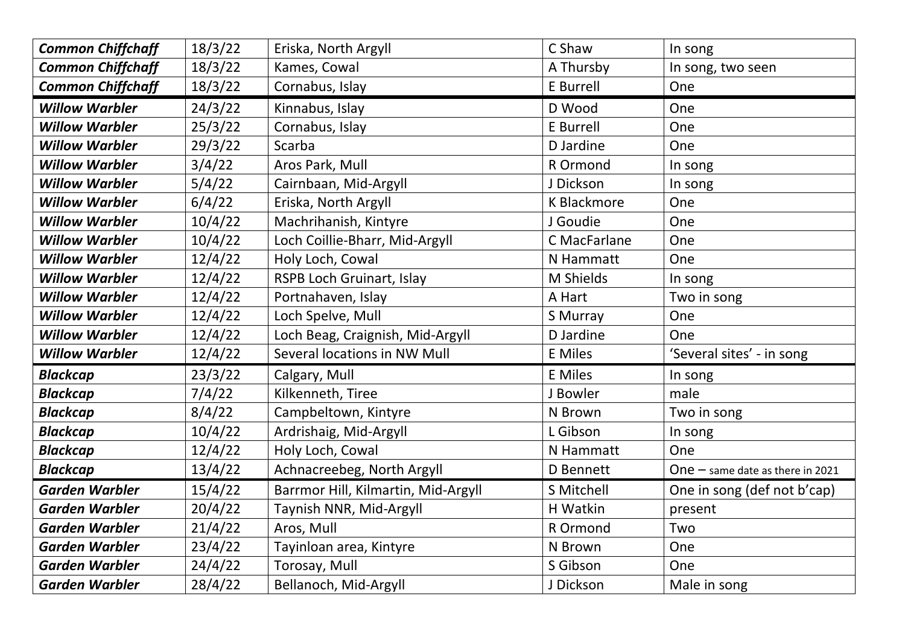| ***Common Chiffchaff*** | 18/3/22 | Eriska, North Argyll | C Shaw | In song |
|---|---|---|---|---|
| ***Common Chiffchaff*** | 18/3/22 | Kames, Cowal | A Thursby | In song, two seen |
| ***Common Chiffchaff*** | 18/3/22 | Cornabus, Islay | E Burrell | One |
| ***Willow Warbler*** | 24/3/22 | Kinnabus, Islay | D Wood | One |
| ***Willow Warbler*** | 25/3/22 | Cornabus, Islay | E Burrell | One |
| ***Willow Warbler*** | 29/3/22 | Scarba | D Jardine | One |
| ***Willow Warbler*** | 3/4/22 | Aros Park, Mull | R Ormond | In song |
| ***Willow Warbler*** | 5/4/22 | Cairnbaan, Mid-Argyll | J Dickson | In song |
| ***Willow Warbler*** | 6/4/22 | Eriska, North Argyll | K Blackmore | One |
| ***Willow Warbler*** | 10/4/22 | Machrihanish, Kintyre | J Goudie | One |
| ***Willow Warbler*** | 10/4/22 | Loch Coillie-Bharr, Mid-Argyll | C MacFarlane | One |
| ***Willow Warbler*** | 12/4/22 | Holy Loch, Cowal | N Hammatt | One |
| ***Willow Warbler*** | 12/4/22 | RSPB Loch Gruinart, Islay | M Shields | In song |
| ***Willow Warbler*** | 12/4/22 | Portnahaven, Islay | A Hart | Two in song |
| ***Willow Warbler*** | 12/4/22 | Loch Spelve, Mull | S Murray | One |
| ***Willow Warbler*** | 12/4/22 | Loch Beag, Craignish, Mid-Argyll | D Jardine | One |
| ***Willow Warbler*** | 12/4/22 | Several locations in NW Mull | E Miles | 'Several sites' - in song |
| ***Blackcap*** | 23/3/22 | Calgary, Mull | E Miles | In song |
| ***Blackcap*** | 7/4/22 | Kilkenneth, Tiree | J Bowler | male |
| ***Blackcap*** | 8/4/22 | Campbeltown, Kintyre | N Brown | Two in song |
| ***Blackcap*** | 10/4/22 | Ardrishaig, Mid-Argyll | L Gibson | In song |
| ***Blackcap*** | 12/4/22 | Holy Loch, Cowal | N Hammatt | One |
| ***Blackcap*** | 13/4/22 | Achnacreebeg, North Argyll | D Bennett | One – same date as there in 2021 |
| ***Garden Warbler*** | 15/4/22 | Barrmor Hill, Kilmartin, Mid-Argyll | S Mitchell | One in song (def not b'cap) |
| ***Garden Warbler*** | 20/4/22 | Taynish NNR, Mid-Argyll | H Watkin | present |
| ***Garden Warbler*** | 21/4/22 | Aros, Mull | R Ormond | Two |
| ***Garden Warbler*** | 23/4/22 | Tayinloan area, Kintyre | N Brown | One |
| ***Garden Warbler*** | 24/4/22 | Torosay, Mull | S Gibson | One |
| ***Garden Warbler*** | 28/4/22 | Bellanoch, Mid-Argyll | J Dickson | Male in song |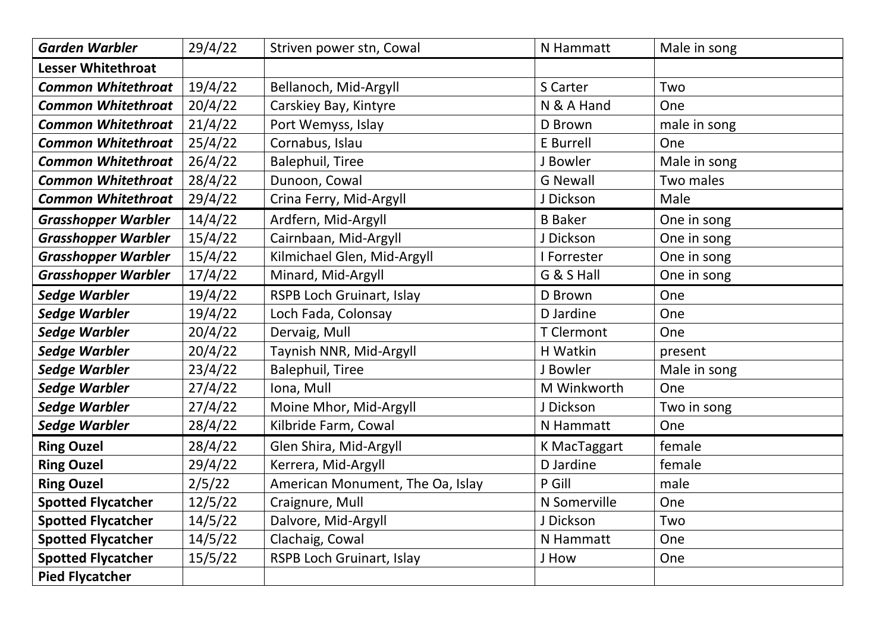| ***Garden Warbler*** | 29/4/22 | Striven power stn, Cowal | N Hammatt | Male in song |
|---|---|---|---|---|
| **Lesser Whitethroat** | | | | |
| ***Common Whitethroat*** | 19/4/22 | Bellanoch, Mid-Argyll | S Carter | Two |
| ***Common Whitethroat*** | 20/4/22 | Carskiey Bay, Kintyre | N & A Hand | One |
| ***Common Whitethroat*** | 21/4/22 | Port Wemyss, Islay | D Brown | male in song |
| ***Common Whitethroat*** | 25/4/22 | Cornabus, Islau | E Burrell | One |
| ***Common Whitethroat*** | 26/4/22 | Balephuil, Tiree | J Bowler | Male in song |
| ***Common Whitethroat*** | 28/4/22 | Dunoon, Cowal | G Newall | Two males |
| ***Common Whitethroat*** | 29/4/22 | Crina Ferry, Mid-Argyll | J Dickson | Male |
| ***Grasshopper Warbler*** | 14/4/22 | Ardfern, Mid-Argyll | B Baker | One in song |
| ***Grasshopper Warbler*** | 15/4/22 | Cairnbaan, Mid-Argyll | J Dickson | One in song |
| ***Grasshopper Warbler*** | 15/4/22 | Kilmichael Glen, Mid-Argyll | I Forrester | One in song |
| ***Grasshopper Warbler*** | 17/4/22 | Minard, Mid-Argyll | G & S Hall | One in song |
| ***Sedge Warbler*** | 19/4/22 | RSPB Loch Gruinart, Islay | D Brown | One |
| ***Sedge Warbler*** | 19/4/22 | Loch Fada, Colonsay | D Jardine | One |
| ***Sedge Warbler*** | 20/4/22 | Dervaig, Mull | T Clermont | One |
| ***Sedge Warbler*** | 20/4/22 | Taynish NNR, Mid-Argyll | H Watkin | present |
| ***Sedge Warbler*** | 23/4/22 | Balephuil, Tiree | J Bowler | Male in song |
| ***Sedge Warbler*** | 27/4/22 | Iona, Mull | M Winkworth | One |
| ***Sedge Warbler*** | 27/4/22 | Moine Mhor, Mid-Argyll | J Dickson | Two in song |
| ***Sedge Warbler*** | 28/4/22 | Kilbride Farm, Cowal | N Hammatt | One |
| **Ring Ouzel** | 28/4/22 | Glen Shira, Mid-Argyll | K MacTaggart | female |
| **Ring Ouzel** | 29/4/22 | Kerrera, Mid-Argyll | D Jardine | female |
| **Ring Ouzel** | 2/5/22 | American Monument, The Oa, Islay | P Gill | male |
| **Spotted Flycatcher** | 12/5/22 | Craignure, Mull | N Somerville | One |
| **Spotted Flycatcher** | 14/5/22 | Dalvore, Mid-Argyll | J Dickson | Two |
| **Spotted Flycatcher** | 14/5/22 | Clachaig, Cowal | N Hammatt | One |
| **Spotted Flycatcher** | 15/5/22 | RSPB Loch Gruinart, Islay | J How | One |
| **Pied Flycatcher** | | | | |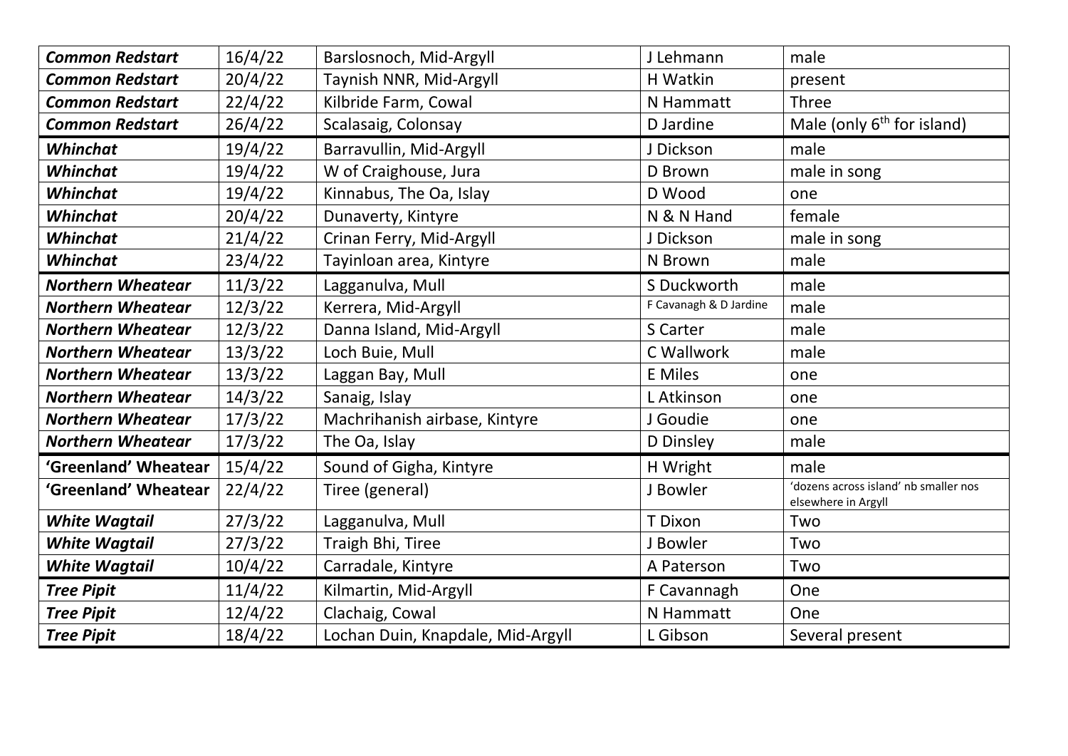| | | | | |
|---|---|---|---|---|
| ***Common Redstart*** | 16/4/22 | Barslosnoch, Mid-Argyll | J Lehmann | male |
| ***Common Redstart*** | 20/4/22 | Taynish NNR, Mid-Argyll | H Watkin | present |
| ***Common Redstart*** | 22/4/22 | Kilbride Farm, Cowal | N Hammatt | Three |
| ***Common Redstart*** | 26/4/22 | Scalasaig, Colonsay | D Jardine | Male (only 6th for island) |
| ***Whinchat*** | 19/4/22 | Barravullin, Mid-Argyll | J Dickson | male |
| ***Whinchat*** | 19/4/22 | W of Craighouse, Jura | D Brown | male in song |
| ***Whinchat*** | 19/4/22 | Kinnabus, The Oa, Islay | D Wood | one |
| ***Whinchat*** | 20/4/22 | Dunaverty, Kintyre | N & N Hand | female |
| ***Whinchat*** | 21/4/22 | Crinan Ferry, Mid-Argyll | J Dickson | male in song |
| ***Whinchat*** | 23/4/22 | Tayinloan area, Kintyre | N Brown | male |
| ***Northern Wheatear*** | 11/3/22 | Lagganulva, Mull | S Duckworth | male |
| ***Northern Wheatear*** | 12/3/22 | Kerrera, Mid-Argyll | F Cavanagh & D Jardine | male |
| ***Northern Wheatear*** | 12/3/22 | Danna Island, Mid-Argyll | S Carter | male |
| ***Northern Wheatear*** | 13/3/22 | Loch Buie, Mull | C Wallwork | male |
| ***Northern Wheatear*** | 13/3/22 | Laggan Bay, Mull | E Miles | one |
| ***Northern Wheatear*** | 14/3/22 | Sanaig, Islay | L Atkinson | one |
| ***Northern Wheatear*** | 17/3/22 | Machrihanish airbase, Kintyre | J Goudie | one |
| ***Northern Wheatear*** | 17/3/22 | The Oa, Islay | D Dinsley | male |
| **'Greenland' Wheatear** | 15/4/22 | Sound of Gigha, Kintyre | H Wright | male |
| **'Greenland' Wheatear** | 22/4/22 | Tiree (general) | J Bowler | 'dozens across island' nb smaller nos elsewhere in Argyll |
| ***White Wagtail*** | 27/3/22 | Lagganulva, Mull | T Dixon | Two |
| ***White Wagtail*** | 27/3/22 | Traigh Bhi, Tiree | J Bowler | Two |
| ***White Wagtail*** | 10/4/22 | Carradale, Kintyre | A Paterson | Two |
| ***Tree Pipit*** | 11/4/22 | Kilmartin, Mid-Argyll | F Cavannagh | One |
| ***Tree Pipit*** | 12/4/22 | Clachaig, Cowal | N Hammatt | One |
| ***Tree Pipit*** | 18/4/22 | Lochan Duin, Knapdale, Mid-Argyll | L Gibson | Several present |